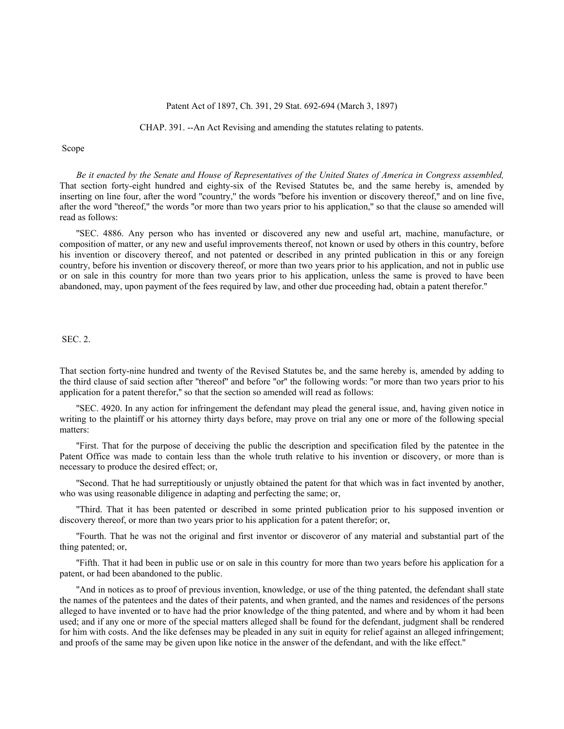Patent Act of 1897, Ch. 391, 29 Stat. 692-694 (March 3, 1897)

CHAP. 391. --An Act Revising and amending the statutes relating to patents.

Scope

*Be it enacted by the Senate and House of Representatives of the United States of America in Congress assembled,* That section forty-eight hundred and eighty-six of the Revised Statutes be, and the same hereby is, amended by inserting on line four, after the word "country," the words "before his invention or discovery thereof," and on line five, after the word "thereof," the words "or more than two years prior to his application," so that the clause so amended will read as follows:

"SEC. 4886. Any person who has invented or discovered any new and useful art, machine, manufacture, or composition of matter, or any new and useful improvements thereof, not known or used by others in this country, before his invention or discovery thereof, and not patented or described in any printed publication in this or any foreign country, before his invention or discovery thereof, or more than two years prior to his application, and not in public use or on sale in this country for more than two years prior to his application, unless the same is proved to have been abandoned, may, upon payment of the fees required by law, and other due proceeding had, obtain a patent therefor."

SEC. 2.

That section forty-nine hundred and twenty of the Revised Statutes be, and the same hereby is, amended by adding to the third clause of said section after "thereof" and before "or" the following words: "or more than two years prior to his application for a patent therefor," so that the section so amended will read as follows:

"SEC. 4920. In any action for infringement the defendant may plead the general issue, and, having given notice in writing to the plaintiff or his attorney thirty days before, may prove on trial any one or more of the following special matters:

"First. That for the purpose of deceiving the public the description and specification filed by the patentee in the Patent Office was made to contain less than the whole truth relative to his invention or discovery, or more than is necessary to produce the desired effect; or,

"Second. That he had surreptitiously or unjustly obtained the patent for that which was in fact invented by another, who was using reasonable diligence in adapting and perfecting the same; or,

"Third. That it has been patented or described in some printed publication prior to his supposed invention or discovery thereof, or more than two years prior to his application for a patent therefor; or,

"Fourth. That he was not the original and first inventor or discoveror of any material and substantial part of the thing patented; or,

"Fifth. That it had been in public use or on sale in this country for more than two years before his application for a patent, or had been abandoned to the public.

"And in notices as to proof of previous invention, knowledge, or use of the thing patented, the defendant shall state the names of the patentees and the dates of their patents, and when granted, and the names and residences of the persons alleged to have invented or to have had the prior knowledge of the thing patented, and where and by whom it had been used; and if any one or more of the special matters alleged shall be found for the defendant, judgment shall be rendered for him with costs. And the like defenses may be pleaded in any suit in equity for relief against an alleged infringement; and proofs of the same may be given upon like notice in the answer of the defendant, and with the like effect."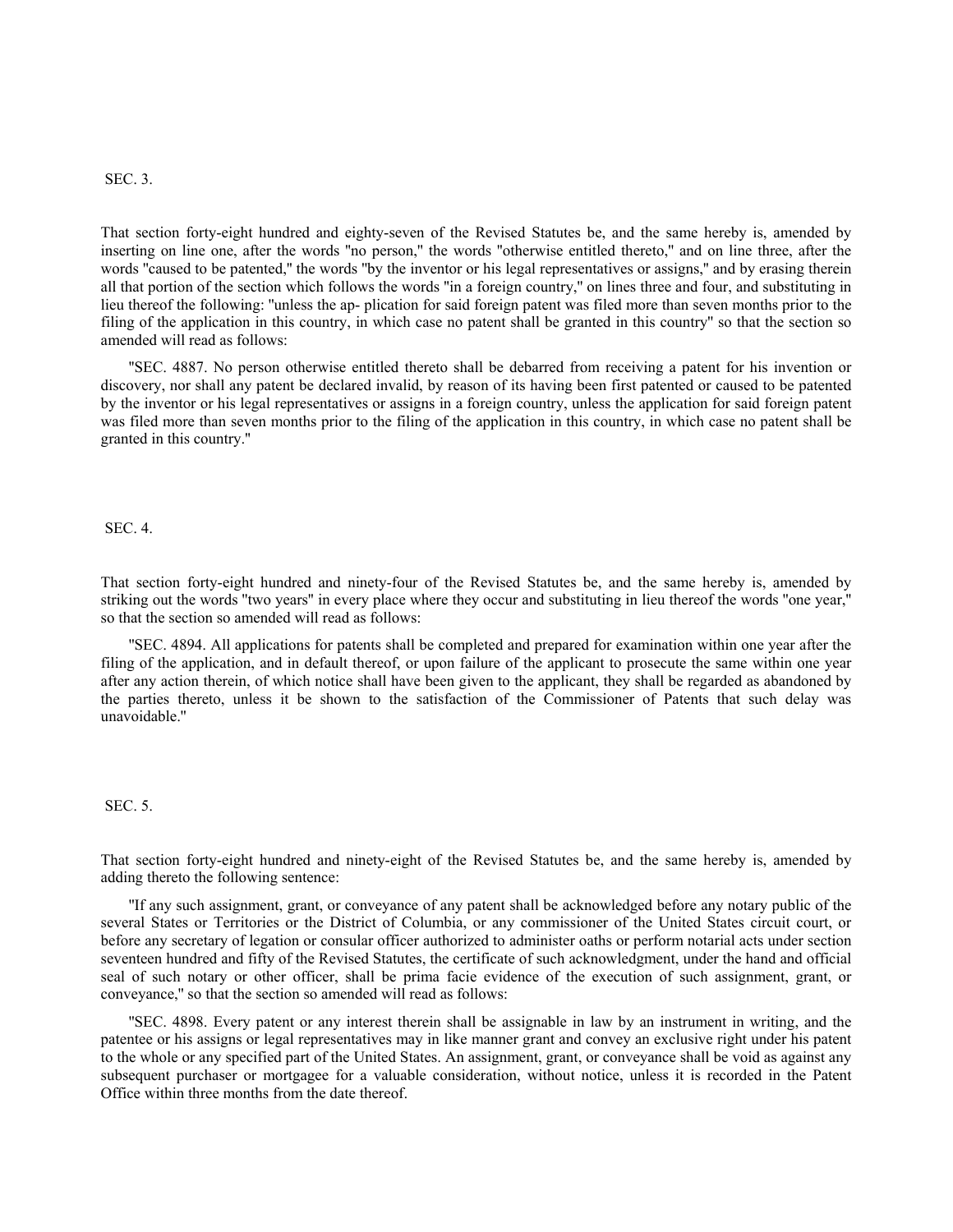SEC. 3.

That section forty-eight hundred and eighty-seven of the Revised Statutes be, and the same hereby is, amended by inserting on line one, after the words "no person," the words "otherwise entitled thereto," and on line three, after the words "caused to be patented," the words "by the inventor or his legal representatives or assigns," and by erasing therein all that portion of the section which follows the words "in a foreign country," on lines three and four, and substituting in lieu thereof the following: "unless the ap- plication for said foreign patent was filed more than seven months prior to the filing of the application in this country, in which case no patent shall be granted in this country" so that the section so amended will read as follows:

"SEC. 4887. No person otherwise entitled thereto shall be debarred from receiving a patent for his invention or discovery, nor shall any patent be declared invalid, by reason of its having been first patented or caused to be patented by the inventor or his legal representatives or assigns in a foreign country, unless the application for said foreign patent was filed more than seven months prior to the filing of the application in this country, in which case no patent shall be granted in this country."

SEC. 4.

That section forty-eight hundred and ninety-four of the Revised Statutes be, and the same hereby is, amended by striking out the words "two years" in every place where they occur and substituting in lieu thereof the words "one year," so that the section so amended will read as follows:

"SEC. 4894. All applications for patents shall be completed and prepared for examination within one year after the filing of the application, and in default thereof, or upon failure of the applicant to prosecute the same within one year after any action therein, of which notice shall have been given to the applicant, they shall be regarded as abandoned by the parties thereto, unless it be shown to the satisfaction of the Commissioner of Patents that such delay was unavoidable."

SEC. 5.

That section forty-eight hundred and ninety-eight of the Revised Statutes be, and the same hereby is, amended by adding thereto the following sentence:

"If any such assignment, grant, or conveyance of any patent shall be acknowledged before any notary public of the several States or Territories or the District of Columbia, or any commissioner of the United States circuit court, or before any secretary of legation or consular officer authorized to administer oaths or perform notarial acts under section seventeen hundred and fifty of the Revised Statutes, the certificate of such acknowledgment, under the hand and official seal of such notary or other officer, shall be prima facie evidence of the execution of such assignment, grant, or conveyance," so that the section so amended will read as follows:

"SEC. 4898. Every patent or any interest therein shall be assignable in law by an instrument in writing, and the patentee or his assigns or legal representatives may in like manner grant and convey an exclusive right under his patent to the whole or any specified part of the United States. An assignment, grant, or conveyance shall be void as against any subsequent purchaser or mortgagee for a valuable consideration, without notice, unless it is recorded in the Patent Office within three months from the date thereof.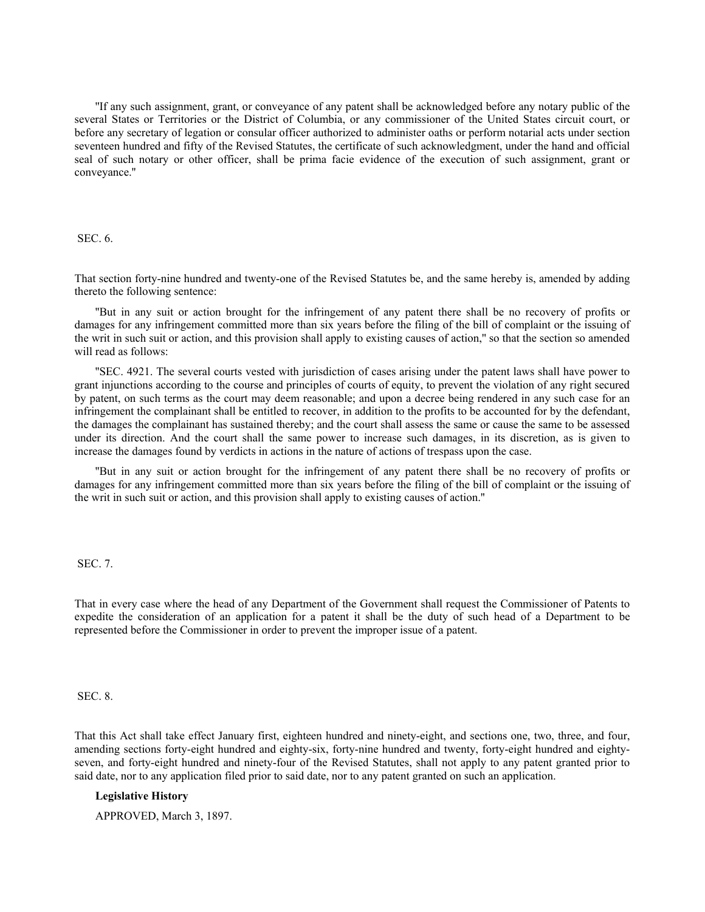"If any such assignment, grant, or conveyance of any patent shall be acknowledged before any notary public of the several States or Territories or the District of Columbia, or any commissioner of the United States circuit court, or before any secretary of legation or consular officer authorized to administer oaths or perform notarial acts under section seventeen hundred and fifty of the Revised Statutes, the certificate of such acknowledgment, under the hand and official seal of such notary or other officer, shall be prima facie evidence of the execution of such assignment, grant or conveyance."

SEC. 6.

That section forty-nine hundred and twenty-one of the Revised Statutes be, and the same hereby is, amended by adding thereto the following sentence:

"But in any suit or action brought for the infringement of any patent there shall be no recovery of profits or damages for any infringement committed more than six years before the filing of the bill of complaint or the issuing of the writ in such suit or action, and this provision shall apply to existing causes of action," so that the section so amended will read as follows:

"SEC. 4921. The several courts vested with jurisdiction of cases arising under the patent laws shall have power to grant injunctions according to the course and principles of courts of equity, to prevent the violation of any right secured by patent, on such terms as the court may deem reasonable; and upon a decree being rendered in any such case for an infringement the complainant shall be entitled to recover, in addition to the profits to be accounted for by the defendant, the damages the complainant has sustained thereby; and the court shall assess the same or cause the same to be assessed under its direction. And the court shall the same power to increase such damages, in its discretion, as is given to increase the damages found by verdicts in actions in the nature of actions of trespass upon the case.

"But in any suit or action brought for the infringement of any patent there shall be no recovery of profits or damages for any infringement committed more than six years before the filing of the bill of complaint or the issuing of the writ in such suit or action, and this provision shall apply to existing causes of action."

SEC. 7.

That in every case where the head of any Department of the Government shall request the Commissioner of Patents to expedite the consideration of an application for a patent it shall be the duty of such head of a Department to be represented before the Commissioner in order to prevent the improper issue of a patent.

SEC. 8.

That this Act shall take effect January first, eighteen hundred and ninety-eight, and sections one, two, three, and four, amending sections forty-eight hundred and eighty-six, forty-nine hundred and twenty, forty-eight hundred and eighty-seven, and forty-eight hundred and ninety-four of the Revised Statutes, shall not apply to any patent granted prior to said date, nor to any application filed prior to said date, nor to any patent granted on such an application.

**Legislative History**

APPROVED, March 3, 1897.